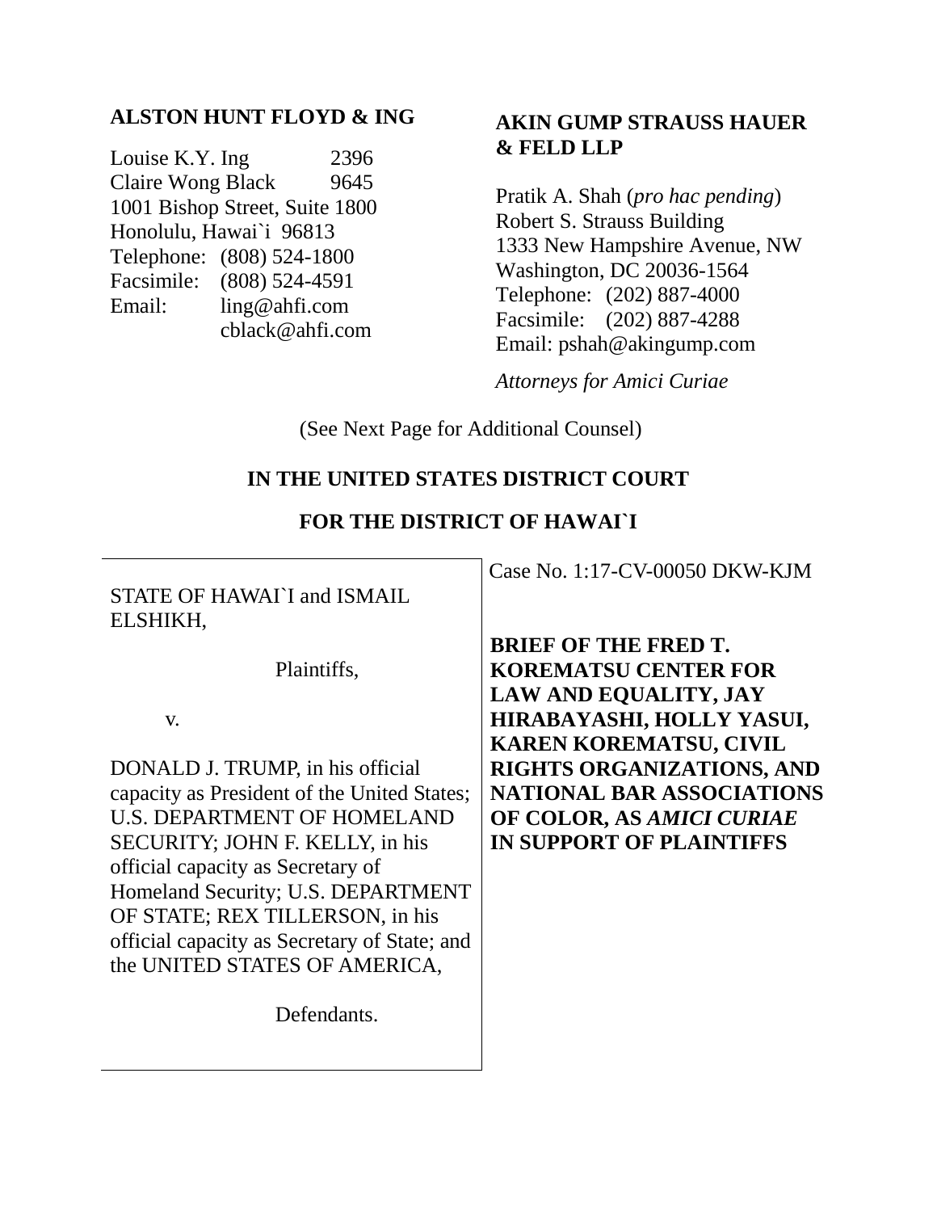**ALSTON HUNT FLOYD & ING**

Louise K.Y. Ing 2396
Claire Wong Black 9645
1001 Bishop Street, Suite 1800
Honolulu, Hawai`i 96813
Telephone: (808) 524-1800
Facsimile: (808) 524-4591
Email: ling@ahfi.com
cblack@ahfi.com

**AKIN GUMP STRAUSS HAUER & FELD LLP**

Pratik A. Shah (*pro hac pending*)
Robert S. Strauss Building
1333 New Hampshire Avenue, NW
Washington, DC 20036-1564
Telephone: (202) 887-4000
Facsimile: (202) 887-4288
Email: pshah@akingump.com

*Attorneys for Amici Curiae*

(See Next Page for Additional Counsel)

**IN THE UNITED STATES DISTRICT COURT**

**FOR THE DISTRICT OF HAWAI`I**

STATE OF HAWAI`I and ISMAIL ELSHIKH,

Plaintiffs,

v.

DONALD J. TRUMP, in his official capacity as President of the United States; U.S. DEPARTMENT OF HOMELAND SECURITY; JOHN F. KELLY, in his official capacity as Secretary of Homeland Security; U.S. DEPARTMENT OF STATE; REX TILLERSON, in his official capacity as Secretary of State; and the UNITED STATES OF AMERICA,

Defendants.

Case No. 1:17-CV-00050 DKW-KJM

**BRIEF OF THE FRED T. KOREMATSU CENTER FOR LAW AND EQUALITY, JAY HIRABAYASHI, HOLLY YASUI, KAREN KOREMATSU, CIVIL RIGHTS ORGANIZATIONS, AND NATIONAL BAR ASSOCIATIONS OF COLOR, AS *AMICI CURIAE* IN SUPPORT OF PLAINTIFFS**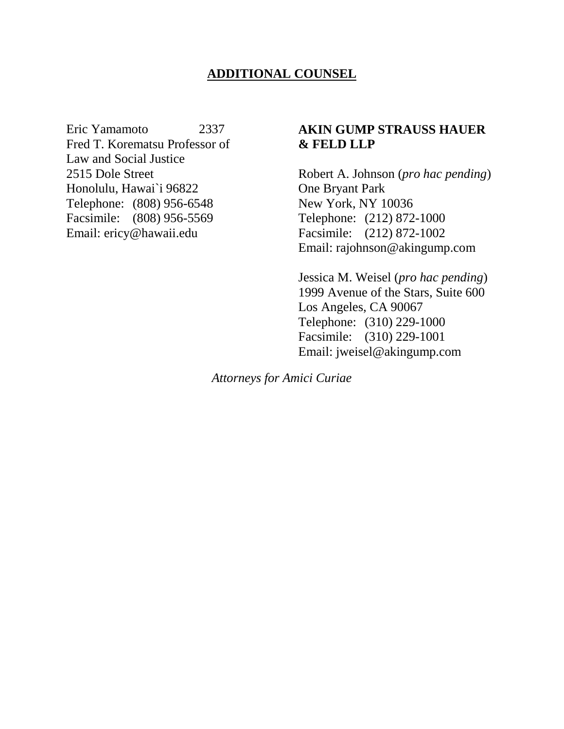## **ADDITIONAL COUNSEL**

Eric Yamamoto 2337
Fred T. Korematsu Professor of
Law and Social Justice
2515 Dole Street
Honolulu, Hawai`i 96822
Telephone: (808) 956-6548
Facsimile: (808) 956-5569
Email: ericy@hawaii.edu

**AKIN GUMP STRAUSS HAUER & FELD LLP**

Robert A. Johnson (*pro hac pending*)
One Bryant Park
New York, NY 10036
Telephone: (212) 872-1000
Facsimile: (212) 872-1002
Email: rajohnson@akingump.com

Jessica M. Weisel (*pro hac pending*)
1999 Avenue of the Stars, Suite 600
Los Angeles, CA 90067
Telephone: (310) 229-1000
Facsimile: (310) 229-1001
Email: jweisel@akingump.com

*Attorneys for Amici Curiae*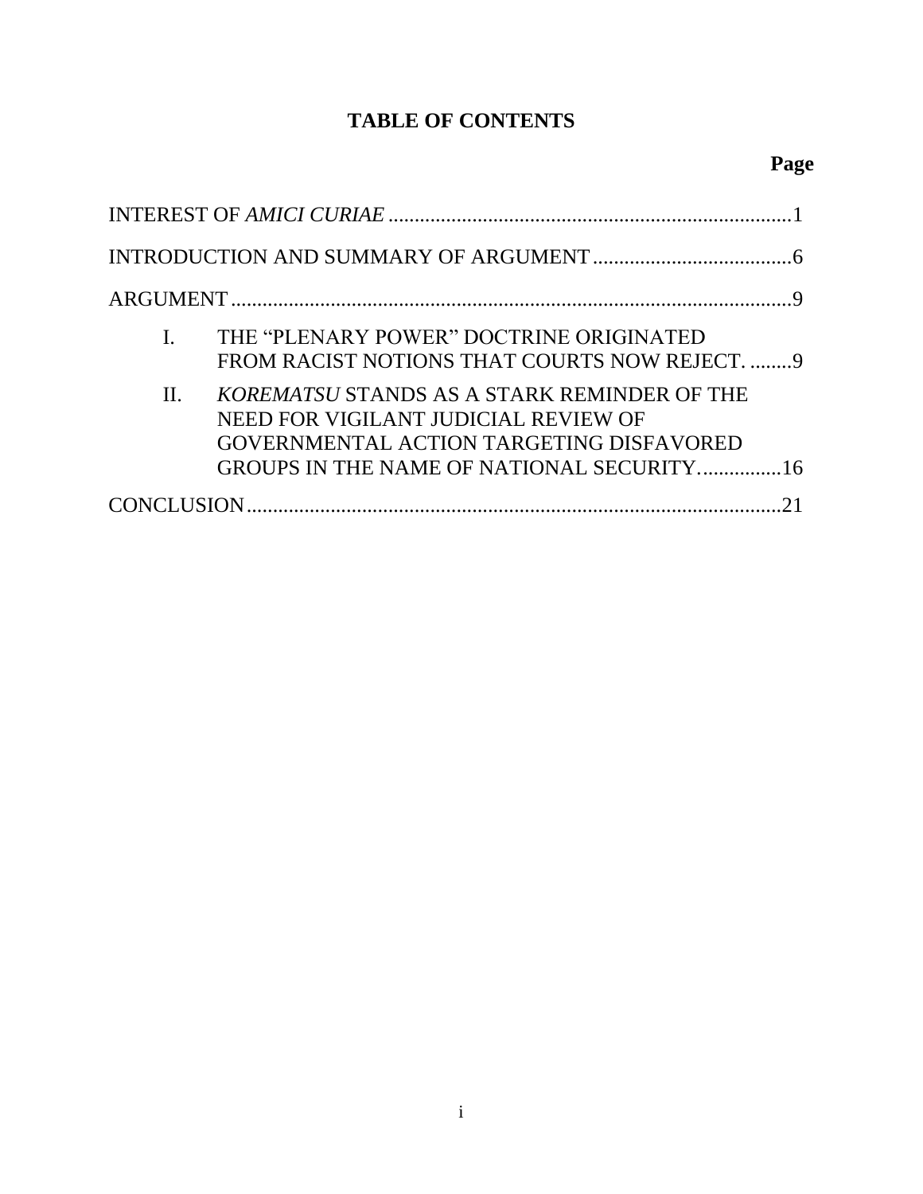# TABLE OF CONTENTS

| | Page |
|---|---|
| INTEREST OF *AMICI CURIAE* | 1 |
| INTRODUCTION AND SUMMARY OF ARGUMENT | 6 |
| ARGUMENT | 9 |
| I. THE "PLENARY POWER" DOCTRINE ORIGINATED FROM RACIST NOTIONS THAT COURTS NOW REJECT. | 9 |
| II. *KOREMATSU* STANDS AS A STARK REMINDER OF THE NEED FOR VIGILANT JUDICIAL REVIEW OF GOVERNMENTAL ACTION TARGETING DISFAVORED GROUPS IN THE NAME OF NATIONAL SECURITY. | 16 |
| CONCLUSION | 21 |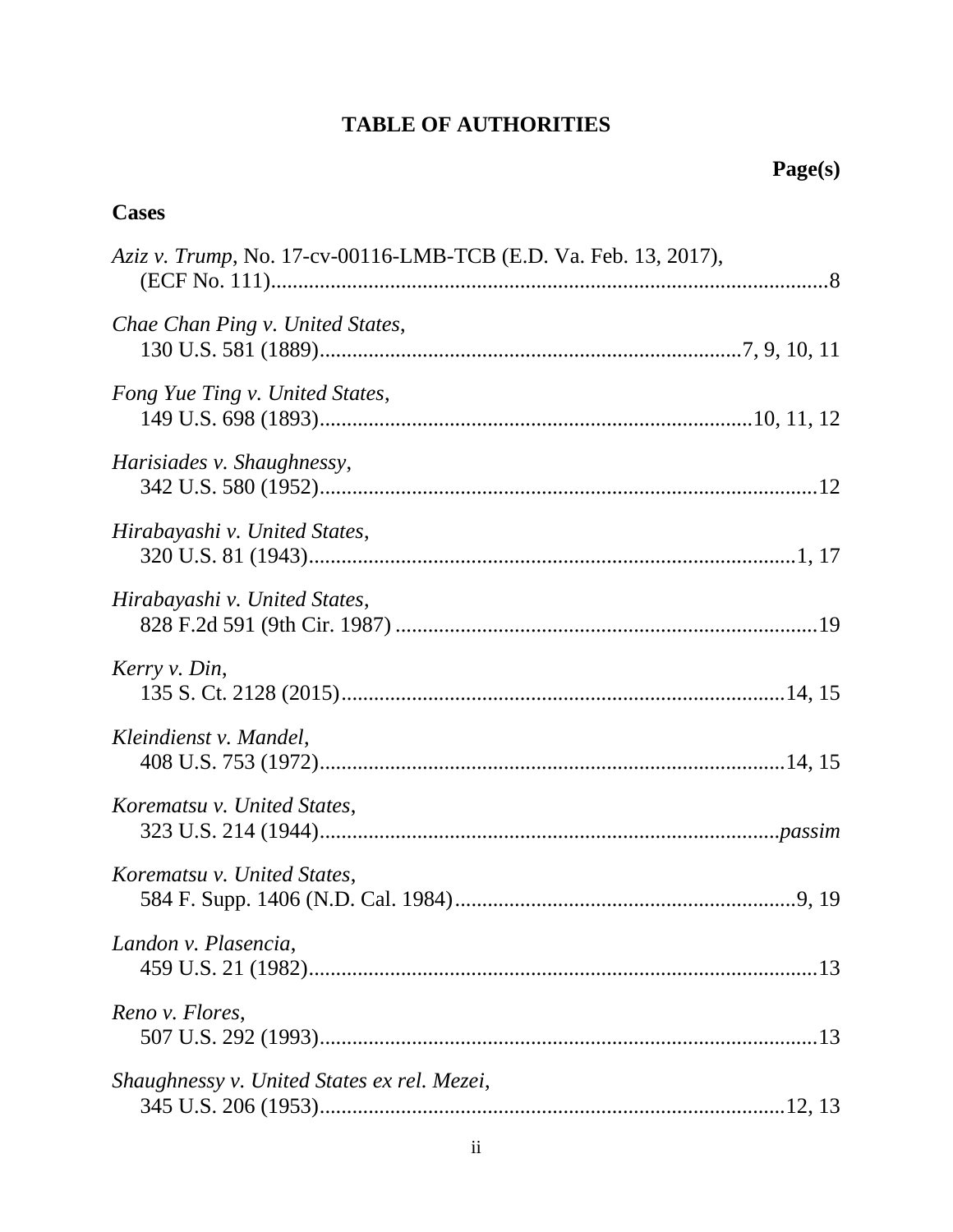# TABLE OF AUTHORITIES

**Page(s)**

## Cases

*Aziz v. Trump*, No. 17-cv-00116-LMB-TCB (E.D. Va. Feb. 13, 2017), (ECF No. 111).......................................................................................................8

*Chae Chan Ping v. United States*, 130 U.S. 581 (1889)............................................................................7, 9, 10, 11

*Fong Yue Ting v. United States*, 149 U.S. 698 (1893)..............................................................................10, 11, 12

*Harisiades v. Shaughnessy*, 342 U.S. 580 (1952)...........................................................................................12

*Hirabayashi v. United States*, 320 U.S. 81 (1943)..........................................................................................1, 17

*Hirabayashi v. United States*, 828 F.2d 591 (9th Cir. 1987) ............................................................................19

*Kerry v. Din*, 135 S. Ct. 2128 (2015).................................................................................14, 15

*Kleindienst v. Mandel*, 408 U.S. 753 (1972).....................................................................................14, 15

*Korematsu v. United States*, 323 U.S. 214 (1944)....................................................................................*passim*

*Korematsu v. United States*, 584 F. Supp. 1406 (N.D. Cal. 1984)..............................................................9, 19

*Landon v. Plasencia*, 459 U.S. 21 (1982)............................................................................................13

*Reno v. Flores*, 507 U.S. 292 (1993)..........................................................................................13

*Shaughnessy v. United States ex rel. Mezei*, 345 U.S. 206 (1953).....................................................................................12, 13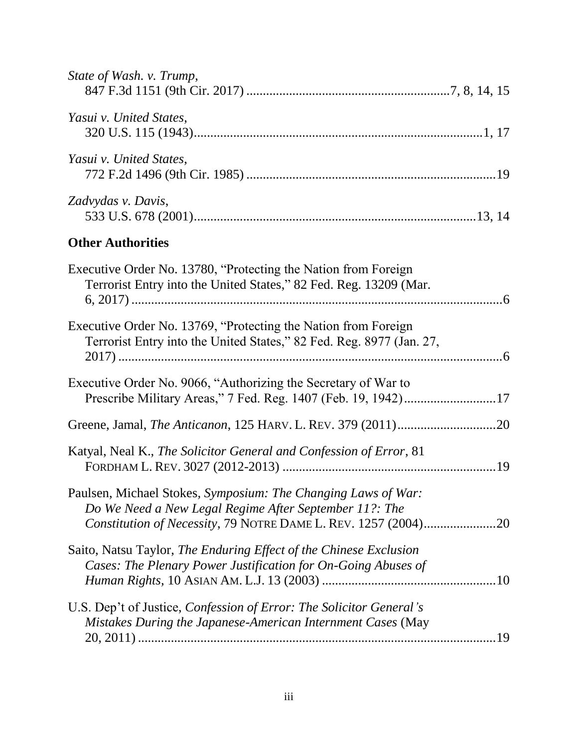*State of Wash. v. Trump*,
847 F.3d 1151 (9th Cir. 2017) ............................................................7, 8, 14, 15

*Yasui v. United States*,
320 U.S. 115 (1943)......................................................................................1, 17

*Yasui v. United States*,
772 F.2d 1496 (9th Cir. 1985) ..........................................................................19

*Zadvydas v. Davis*,
533 U.S. 678 (2001)....................................................................................13, 14

**Other Authorities**

Executive Order No. 13780, "Protecting the Nation from Foreign Terrorist Entry into the United States," 82 Fed. Reg. 13209 (Mar. 6, 2017) ..................................................................................................6

Executive Order No. 13769, "Protecting the Nation from Foreign Terrorist Entry into the United States," 82 Fed. Reg. 8977 (Jan. 27, 2017) .....................................................................................................6

Executive Order No. 9066, "Authorizing the Secretary of War to Prescribe Military Areas," 7 Fed. Reg. 1407 (Feb. 19, 1942)...........................17

Greene, Jamal, *The Anticanon*, 125 HARV. L. REV. 379 (2011).............................20

Katyal, Neal K., *The Solicitor General and Confession of Error*, 81 FORDHAM L. REV. 3027 (2012-2013) ................................................................19

Paulsen, Michael Stokes, *Symposium: The Changing Laws of War: Do We Need a New Legal Regime After September 11?: The Constitution of Necessity*, 79 NOTRE DAME L. REV. 1257 (2004).....................20

Saito, Natsu Taylor, *The Enduring Effect of the Chinese Exclusion Cases: The Plenary Power Justification for On-Going Abuses of Human Rights*, 10 ASIAN AM. L.J. 13 (2003) ....................................................10

U.S. Dep't of Justice, *Confession of Error: The Solicitor General's Mistakes During the Japanese-American Internment Cases* (May 20, 2011) ............................................................................................19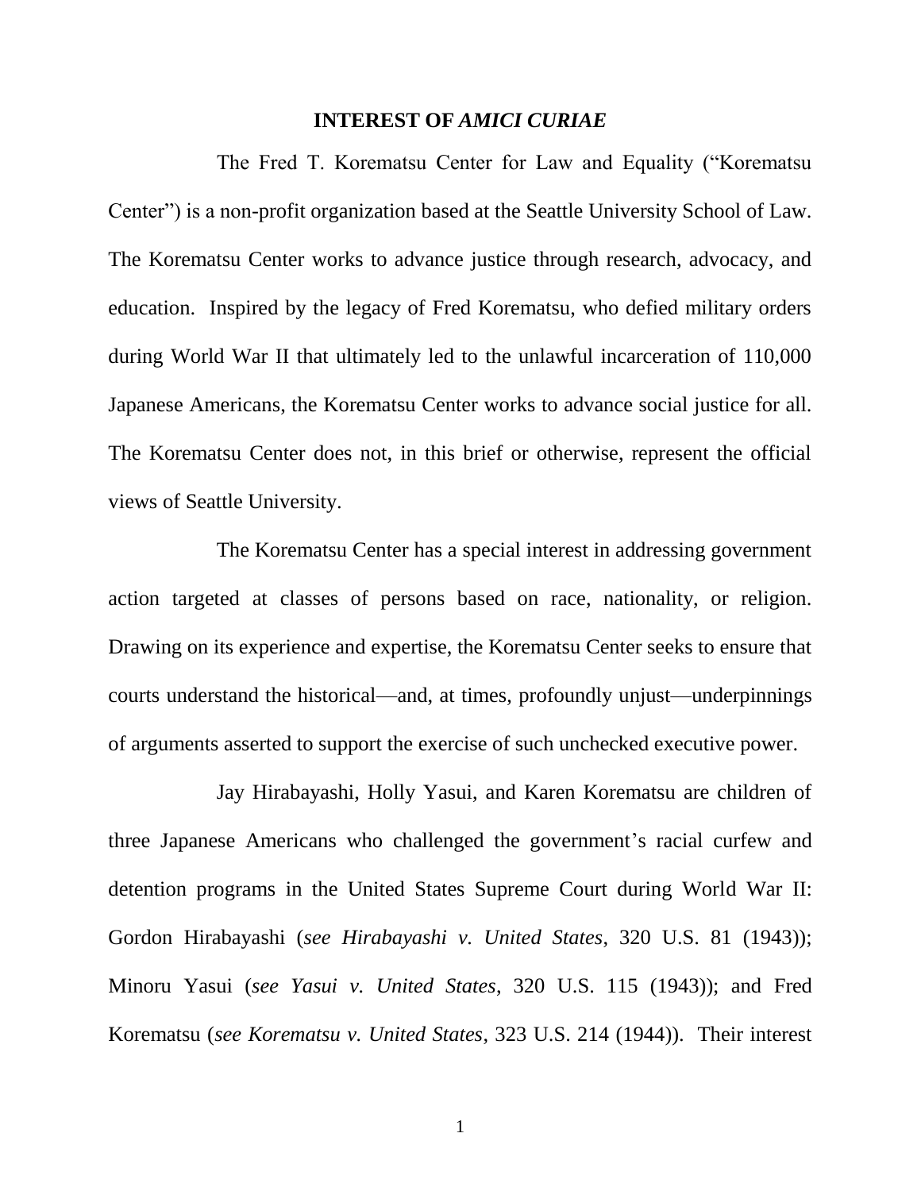## INTEREST OF *AMICI CURIAE*

The Fred T. Korematsu Center for Law and Equality ("Korematsu Center") is a non-profit organization based at the Seattle University School of Law. The Korematsu Center works to advance justice through research, advocacy, and education. Inspired by the legacy of Fred Korematsu, who defied military orders during World War II that ultimately led to the unlawful incarceration of 110,000 Japanese Americans, the Korematsu Center works to advance social justice for all. The Korematsu Center does not, in this brief or otherwise, represent the official views of Seattle University.

The Korematsu Center has a special interest in addressing government action targeted at classes of persons based on race, nationality, or religion. Drawing on its experience and expertise, the Korematsu Center seeks to ensure that courts understand the historical—and, at times, profoundly unjust—underpinnings of arguments asserted to support the exercise of such unchecked executive power.

Jay Hirabayashi, Holly Yasui, and Karen Korematsu are children of three Japanese Americans who challenged the government's racial curfew and detention programs in the United States Supreme Court during World War II: Gordon Hirabayashi (*see Hirabayashi v. United States*, 320 U.S. 81 (1943)); Minoru Yasui (*see Yasui v. United States*, 320 U.S. 115 (1943)); and Fred Korematsu (*see Korematsu v. United States*, 323 U.S. 214 (1944)). Their interest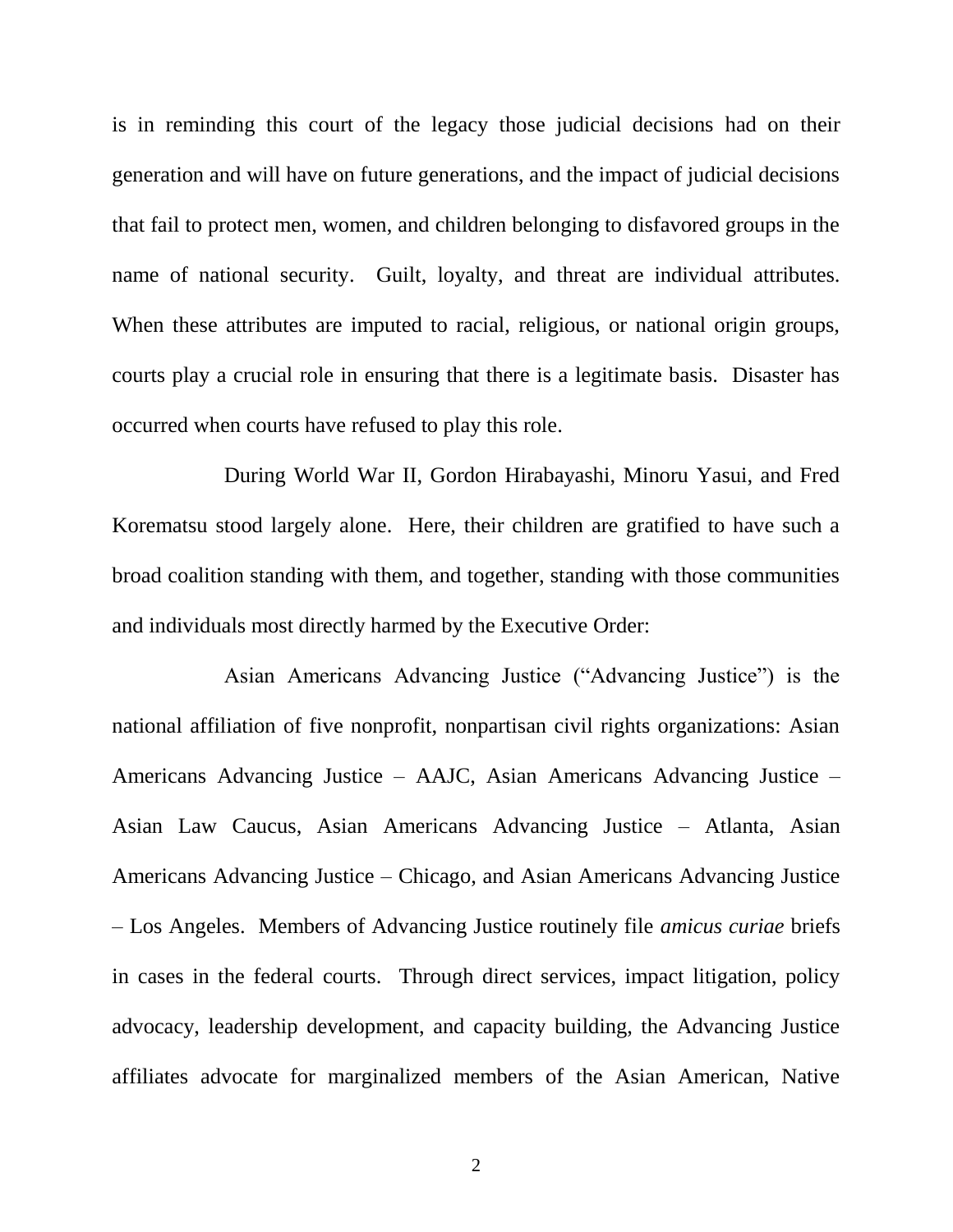is in reminding this court of the legacy those judicial decisions had on their generation and will have on future generations, and the impact of judicial decisions that fail to protect men, women, and children belonging to disfavored groups in the name of national security. Guilt, loyalty, and threat are individual attributes. When these attributes are imputed to racial, religious, or national origin groups, courts play a crucial role in ensuring that there is a legitimate basis. Disaster has occurred when courts have refused to play this role.

During World War II, Gordon Hirabayashi, Minoru Yasui, and Fred Korematsu stood largely alone. Here, their children are gratified to have such a broad coalition standing with them, and together, standing with those communities and individuals most directly harmed by the Executive Order:

Asian Americans Advancing Justice ("Advancing Justice") is the national affiliation of five nonprofit, nonpartisan civil rights organizations: Asian Americans Advancing Justice – AAJC, Asian Americans Advancing Justice – Asian Law Caucus, Asian Americans Advancing Justice – Atlanta, Asian Americans Advancing Justice – Chicago, and Asian Americans Advancing Justice – Los Angeles. Members of Advancing Justice routinely file *amicus curiae* briefs in cases in the federal courts. Through direct services, impact litigation, policy advocacy, leadership development, and capacity building, the Advancing Justice affiliates advocate for marginalized members of the Asian American, Native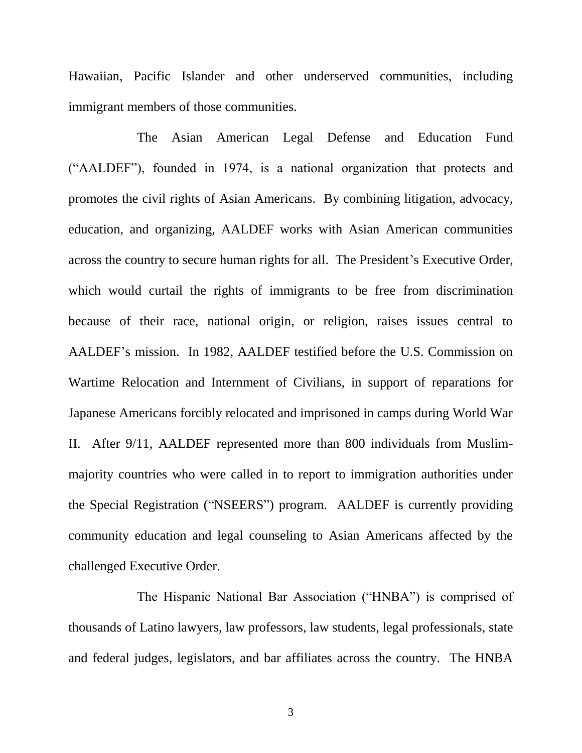Hawaiian, Pacific Islander and other underserved communities, including immigrant members of those communities.

The Asian American Legal Defense and Education Fund ("AALDEF"), founded in 1974, is a national organization that protects and promotes the civil rights of Asian Americans. By combining litigation, advocacy, education, and organizing, AALDEF works with Asian American communities across the country to secure human rights for all. The President's Executive Order, which would curtail the rights of immigrants to be free from discrimination because of their race, national origin, or religion, raises issues central to AALDEF's mission. In 1982, AALDEF testified before the U.S. Commission on Wartime Relocation and Internment of Civilians, in support of reparations for Japanese Americans forcibly relocated and imprisoned in camps during World War II. After 9/11, AALDEF represented more than 800 individuals from Muslim-majority countries who were called in to report to immigration authorities under the Special Registration ("NSEERS") program. AALDEF is currently providing community education and legal counseling to Asian Americans affected by the challenged Executive Order.

The Hispanic National Bar Association ("HNBA") is comprised of thousands of Latino lawyers, law professors, law students, legal professionals, state and federal judges, legislators, and bar affiliates across the country. The HNBA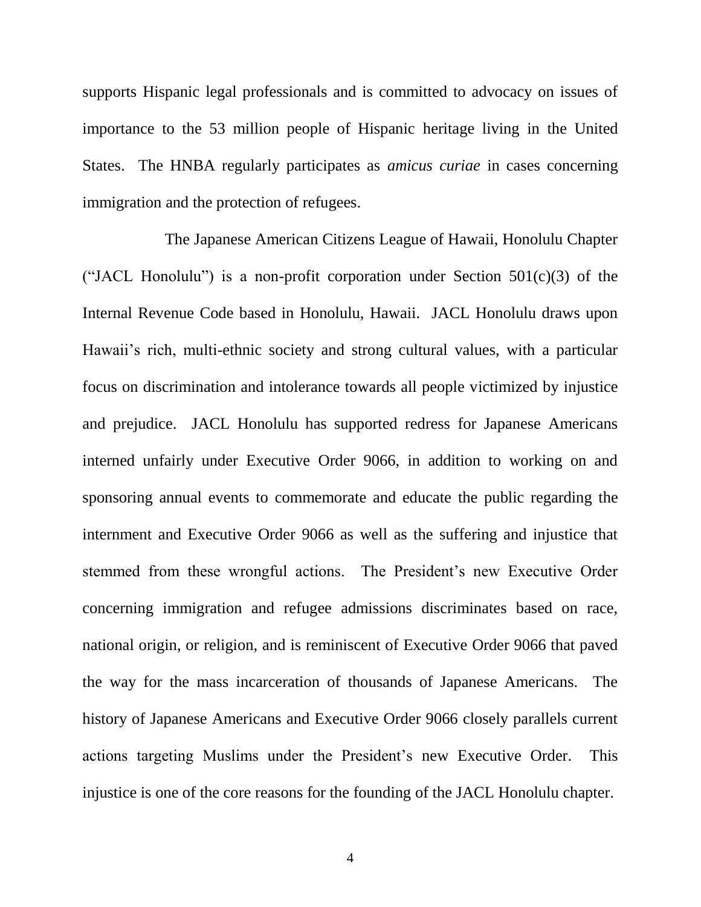supports Hispanic legal professionals and is committed to advocacy on issues of importance to the 53 million people of Hispanic heritage living in the United States. The HNBA regularly participates as *amicus curiae* in cases concerning immigration and the protection of refugees.

The Japanese American Citizens League of Hawaii, Honolulu Chapter ("JACL Honolulu") is a non-profit corporation under Section 501(c)(3) of the Internal Revenue Code based in Honolulu, Hawaii. JACL Honolulu draws upon Hawaii's rich, multi-ethnic society and strong cultural values, with a particular focus on discrimination and intolerance towards all people victimized by injustice and prejudice. JACL Honolulu has supported redress for Japanese Americans interned unfairly under Executive Order 9066, in addition to working on and sponsoring annual events to commemorate and educate the public regarding the internment and Executive Order 9066 as well as the suffering and injustice that stemmed from these wrongful actions. The President's new Executive Order concerning immigration and refugee admissions discriminates based on race, national origin, or religion, and is reminiscent of Executive Order 9066 that paved the way for the mass incarceration of thousands of Japanese Americans. The history of Japanese Americans and Executive Order 9066 closely parallels current actions targeting Muslims under the President's new Executive Order. This injustice is one of the core reasons for the founding of the JACL Honolulu chapter.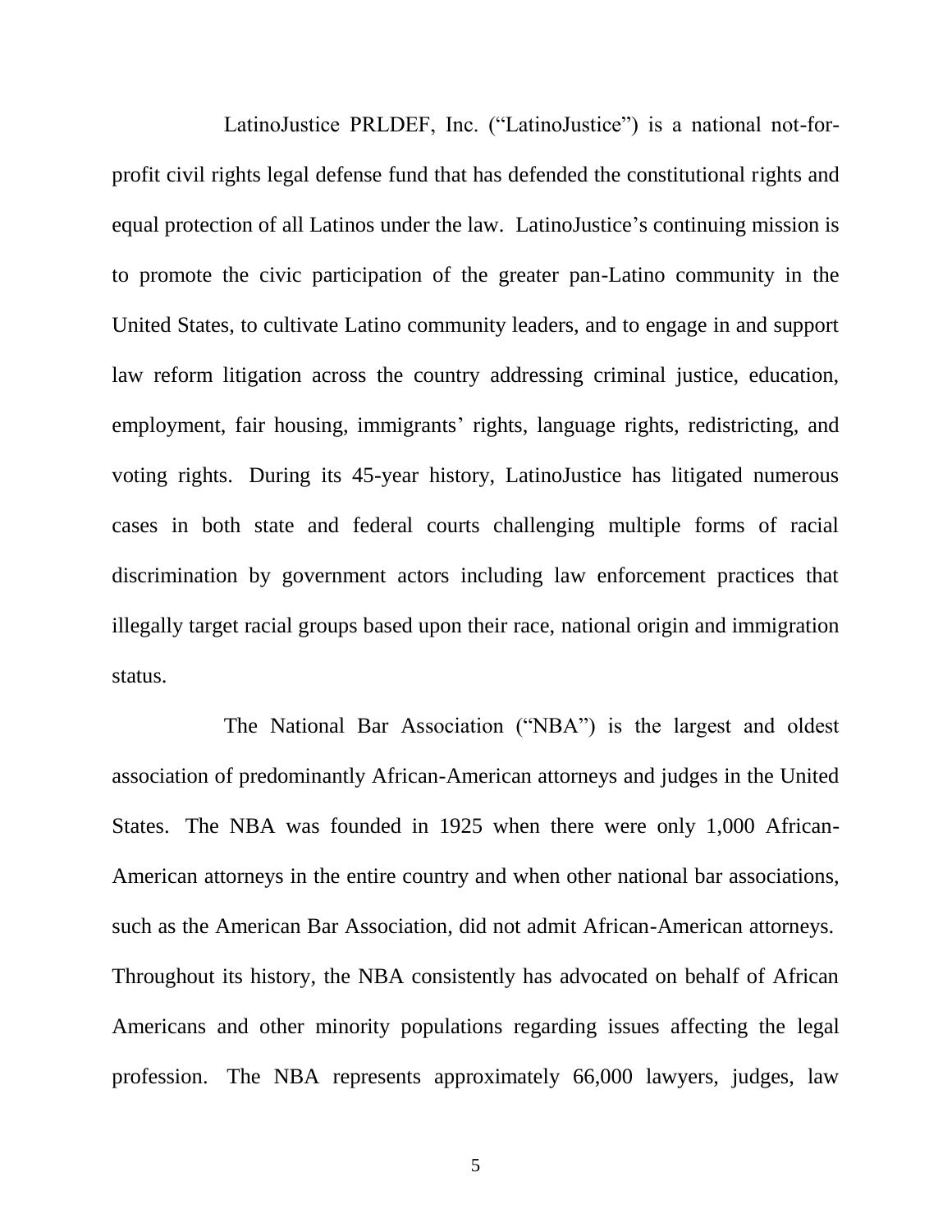LatinoJustice PRLDEF, Inc. ("LatinoJustice") is a national not-for-profit civil rights legal defense fund that has defended the constitutional rights and equal protection of all Latinos under the law. LatinoJustice's continuing mission is to promote the civic participation of the greater pan-Latino community in the United States, to cultivate Latino community leaders, and to engage in and support law reform litigation across the country addressing criminal justice, education, employment, fair housing, immigrants' rights, language rights, redistricting, and voting rights. During its 45-year history, LatinoJustice has litigated numerous cases in both state and federal courts challenging multiple forms of racial discrimination by government actors including law enforcement practices that illegally target racial groups based upon their race, national origin and immigration status.

The National Bar Association ("NBA") is the largest and oldest association of predominantly African-American attorneys and judges in the United States. The NBA was founded in 1925 when there were only 1,000 African-American attorneys in the entire country and when other national bar associations, such as the American Bar Association, did not admit African-American attorneys. Throughout its history, the NBA consistently has advocated on behalf of African Americans and other minority populations regarding issues affecting the legal profession. The NBA represents approximately 66,000 lawyers, judges, law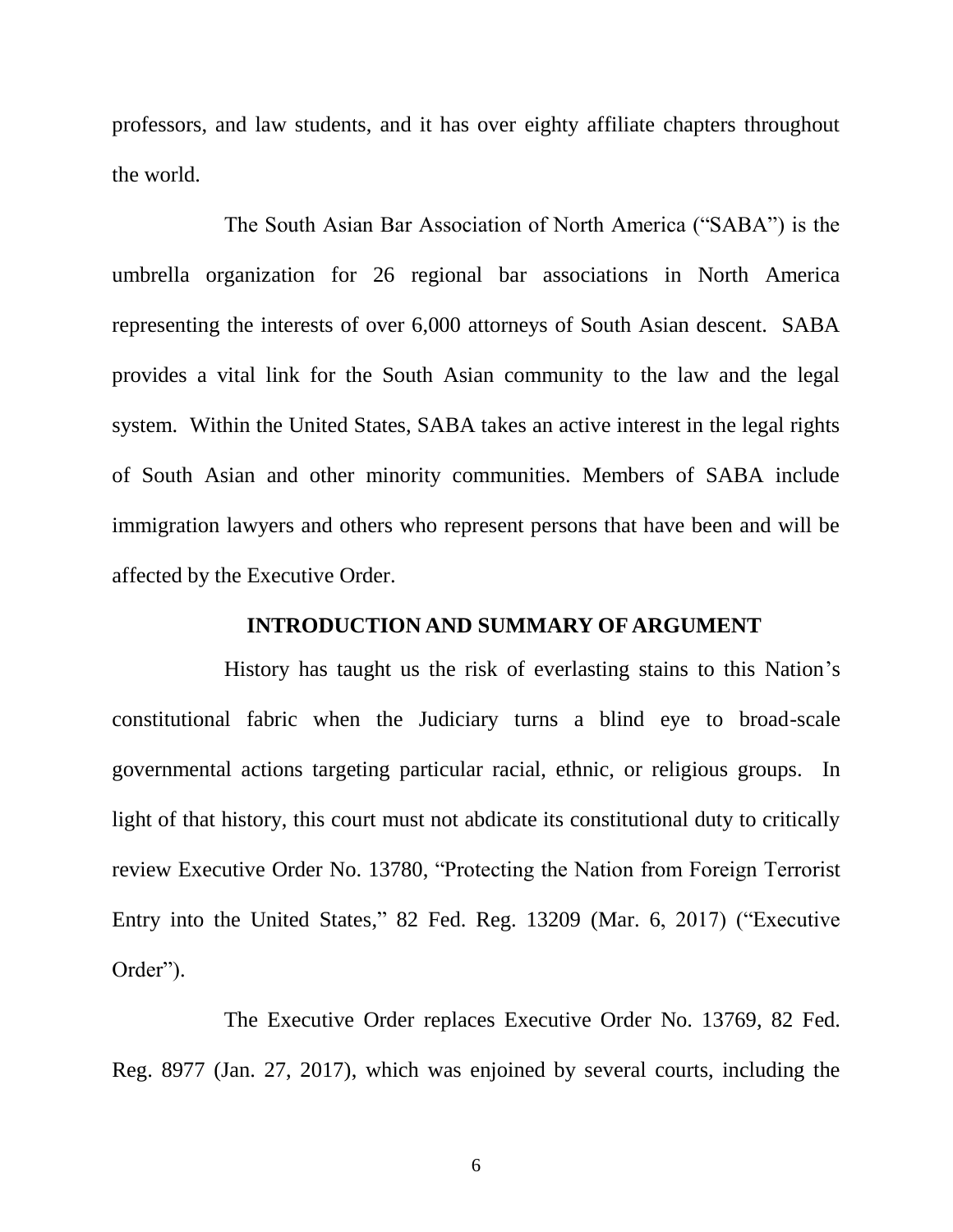professors, and law students, and it has over eighty affiliate chapters throughout the world.

The South Asian Bar Association of North America ("SABA") is the umbrella organization for 26 regional bar associations in North America representing the interests of over 6,000 attorneys of South Asian descent. SABA provides a vital link for the South Asian community to the law and the legal system. Within the United States, SABA takes an active interest in the legal rights of South Asian and other minority communities. Members of SABA include immigration lawyers and others who represent persons that have been and will be affected by the Executive Order.

## INTRODUCTION AND SUMMARY OF ARGUMENT

History has taught us the risk of everlasting stains to this Nation's constitutional fabric when the Judiciary turns a blind eye to broad-scale governmental actions targeting particular racial, ethnic, or religious groups. In light of that history, this court must not abdicate its constitutional duty to critically review Executive Order No. 13780, "Protecting the Nation from Foreign Terrorist Entry into the United States," 82 Fed. Reg. 13209 (Mar. 6, 2017) ("Executive Order").

The Executive Order replaces Executive Order No. 13769, 82 Fed. Reg. 8977 (Jan. 27, 2017), which was enjoined by several courts, including the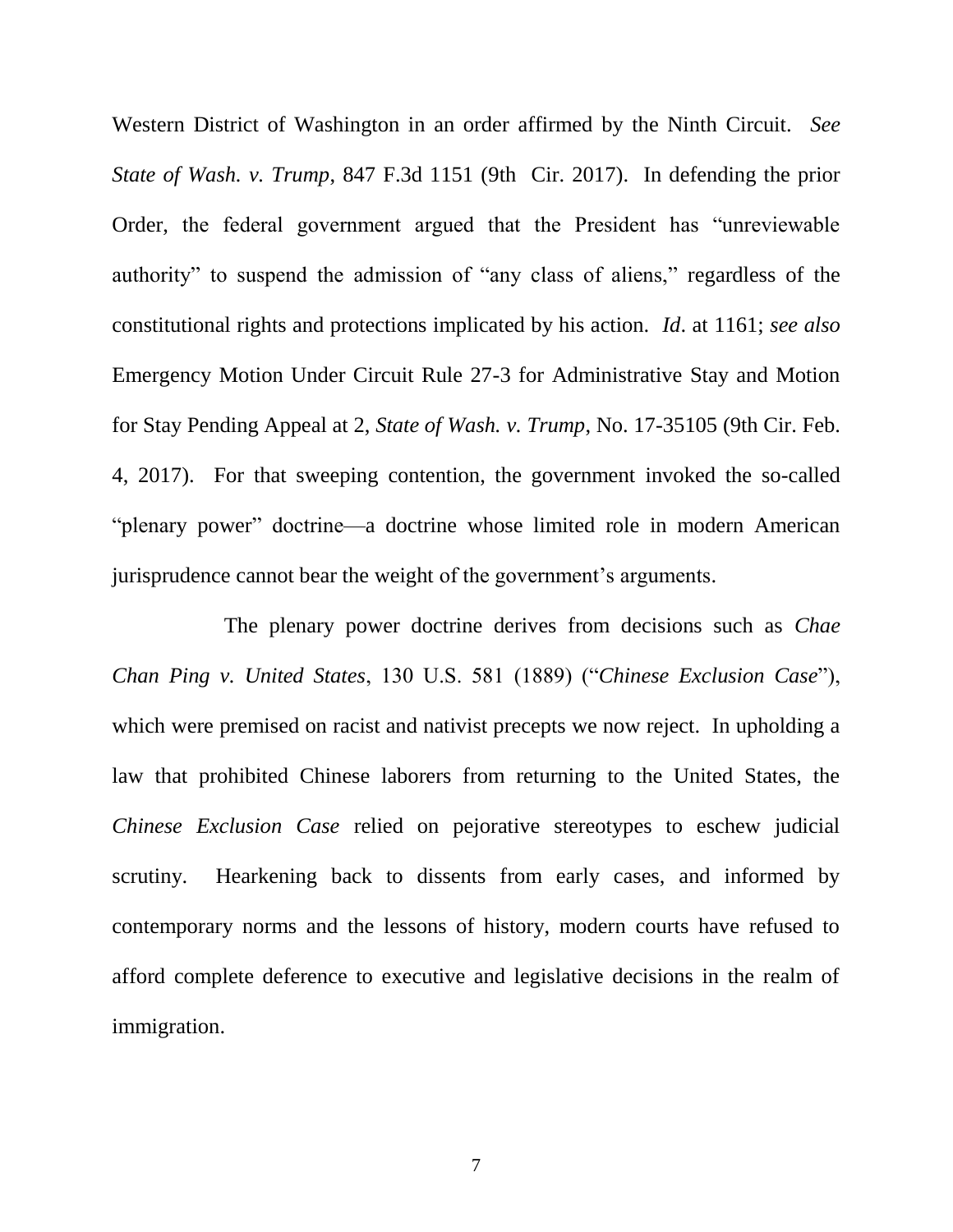Western District of Washington in an order affirmed by the Ninth Circuit. *See State of Wash. v. Trump*, 847 F.3d 1151 (9th Cir. 2017). In defending the prior Order, the federal government argued that the President has "unreviewable authority" to suspend the admission of "any class of aliens," regardless of the constitutional rights and protections implicated by his action. *Id*. at 1161; *see also* Emergency Motion Under Circuit Rule 27-3 for Administrative Stay and Motion for Stay Pending Appeal at 2, *State of Wash. v. Trump*, No. 17-35105 (9th Cir. Feb. 4, 2017). For that sweeping contention, the government invoked the so-called "plenary power" doctrine—a doctrine whose limited role in modern American jurisprudence cannot bear the weight of the government's arguments.

The plenary power doctrine derives from decisions such as *Chae Chan Ping v. United States*, 130 U.S. 581 (1889) ("*Chinese Exclusion Case*"), which were premised on racist and nativist precepts we now reject. In upholding a law that prohibited Chinese laborers from returning to the United States, the *Chinese Exclusion Case* relied on pejorative stereotypes to eschew judicial scrutiny. Hearkening back to dissents from early cases, and informed by contemporary norms and the lessons of history, modern courts have refused to afford complete deference to executive and legislative decisions in the realm of immigration.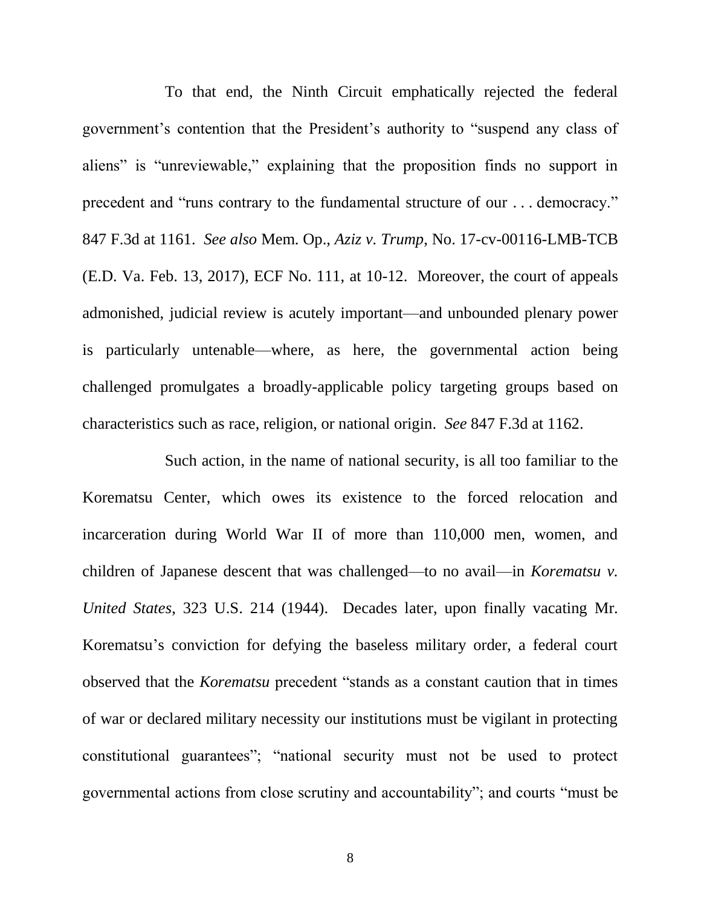To that end, the Ninth Circuit emphatically rejected the federal government's contention that the President's authority to "suspend any class of aliens" is "unreviewable," explaining that the proposition finds no support in precedent and "runs contrary to the fundamental structure of our . . . democracy." 847 F.3d at 1161. *See also* Mem. Op., *Aziz v. Trump*, No. 17-cv-00116-LMB-TCB (E.D. Va. Feb. 13, 2017), ECF No. 111, at 10-12. Moreover, the court of appeals admonished, judicial review is acutely important—and unbounded plenary power is particularly untenable—where, as here, the governmental action being challenged promulgates a broadly-applicable policy targeting groups based on characteristics such as race, religion, or national origin. *See* 847 F.3d at 1162.

Such action, in the name of national security, is all too familiar to the Korematsu Center, which owes its existence to the forced relocation and incarceration during World War II of more than 110,000 men, women, and children of Japanese descent that was challenged—to no avail—in *Korematsu v. United States*, 323 U.S. 214 (1944). Decades later, upon finally vacating Mr. Korematsu's conviction for defying the baseless military order, a federal court observed that the *Korematsu* precedent "stands as a constant caution that in times of war or declared military necessity our institutions must be vigilant in protecting constitutional guarantees"; "national security must not be used to protect governmental actions from close scrutiny and accountability"; and courts "must be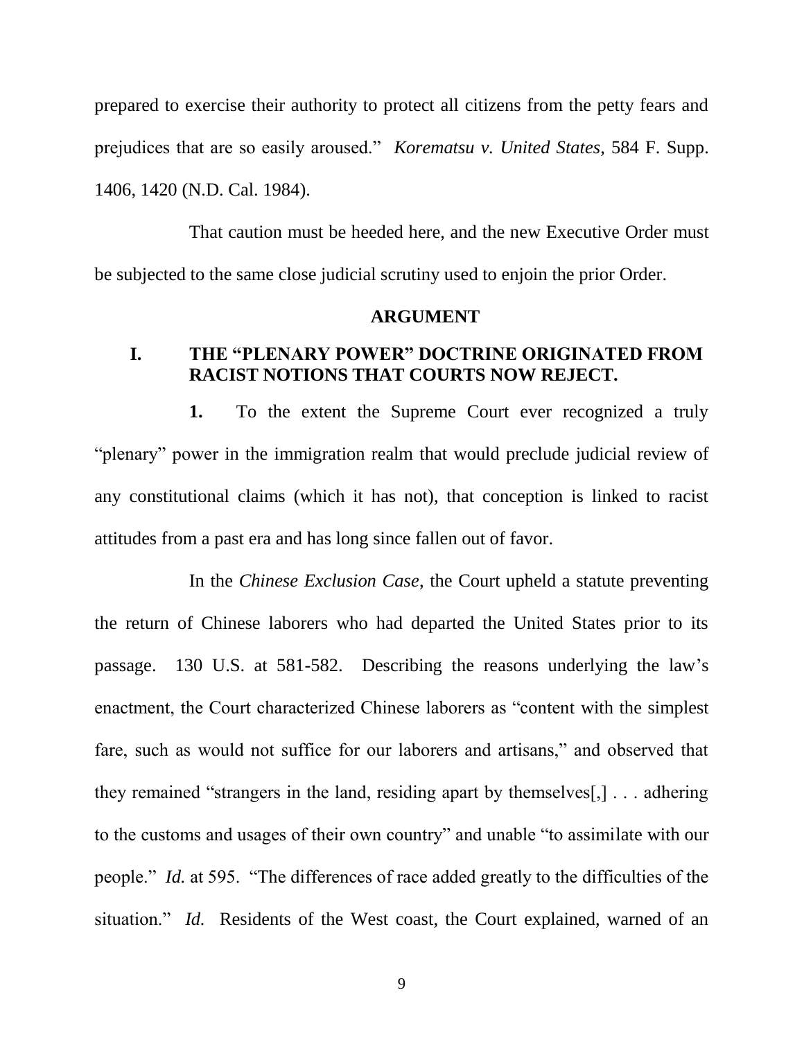prepared to exercise their authority to protect all citizens from the petty fears and prejudices that are so easily aroused." *Korematsu v. United States*, 584 F. Supp. 1406, 1420 (N.D. Cal. 1984).

That caution must be heeded here, and the new Executive Order must be subjected to the same close judicial scrutiny used to enjoin the prior Order.

## ARGUMENT

### I. THE "PLENARY POWER" DOCTRINE ORIGINATED FROM RACIST NOTIONS THAT COURTS NOW REJECT.

**1.** To the extent the Supreme Court ever recognized a truly "plenary" power in the immigration realm that would preclude judicial review of any constitutional claims (which it has not), that conception is linked to racist attitudes from a past era and has long since fallen out of favor.

In the *Chinese Exclusion Case*, the Court upheld a statute preventing the return of Chinese laborers who had departed the United States prior to its passage. 130 U.S. at 581-582. Describing the reasons underlying the law's enactment, the Court characterized Chinese laborers as "content with the simplest fare, such as would not suffice for our laborers and artisans," and observed that they remained "strangers in the land, residing apart by themselves[,] . . . adhering to the customs and usages of their own country" and unable "to assimilate with our people." *Id.* at 595. "The differences of race added greatly to the difficulties of the situation." *Id.* Residents of the West coast, the Court explained, warned of an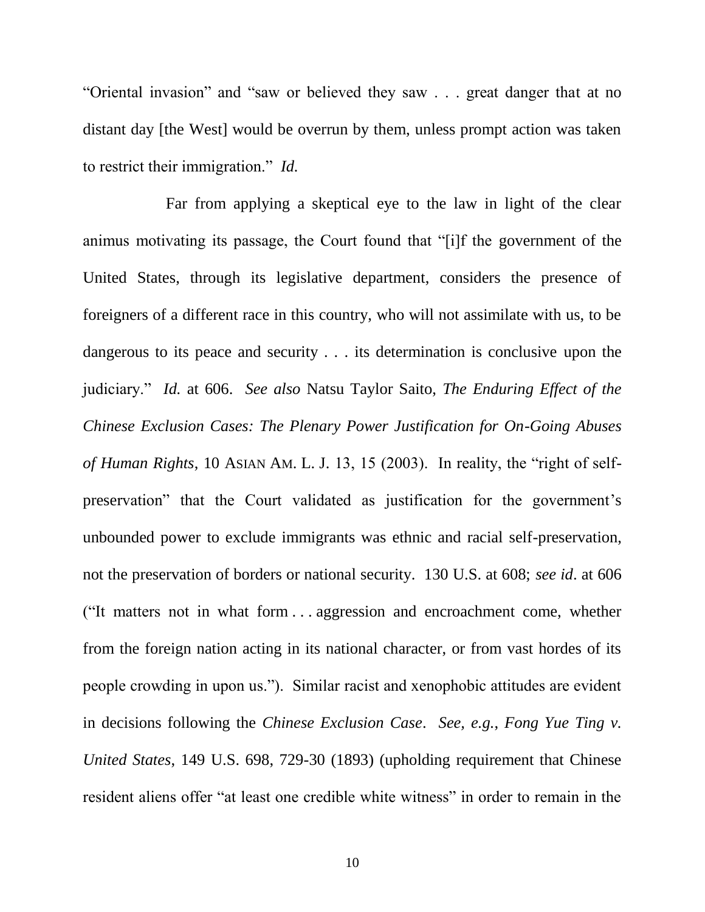"Oriental invasion" and "saw or believed they saw . . . great danger that at no distant day [the West] would be overrun by them, unless prompt action was taken to restrict their immigration." *Id.*

Far from applying a skeptical eye to the law in light of the clear animus motivating its passage, the Court found that "[i]f the government of the United States, through its legislative department, considers the presence of foreigners of a different race in this country, who will not assimilate with us, to be dangerous to its peace and security . . . its determination is conclusive upon the judiciary." *Id.* at 606. *See also* Natsu Taylor Saito, *The Enduring Effect of the Chinese Exclusion Cases: The Plenary Power Justification for On-Going Abuses of Human Rights*, 10 ASIAN AM. L. J. 13, 15 (2003). In reality, the "right of self-preservation" that the Court validated as justification for the government's unbounded power to exclude immigrants was ethnic and racial self-preservation, not the preservation of borders or national security. 130 U.S. at 608; *see id*. at 606 ("It matters not in what form . . . aggression and encroachment come, whether from the foreign nation acting in its national character, or from vast hordes of its people crowding in upon us."). Similar racist and xenophobic attitudes are evident in decisions following the *Chinese Exclusion Case*. *See, e.g.*, *Fong Yue Ting v. United States*, 149 U.S. 698, 729-30 (1893) (upholding requirement that Chinese resident aliens offer "at least one credible white witness" in order to remain in the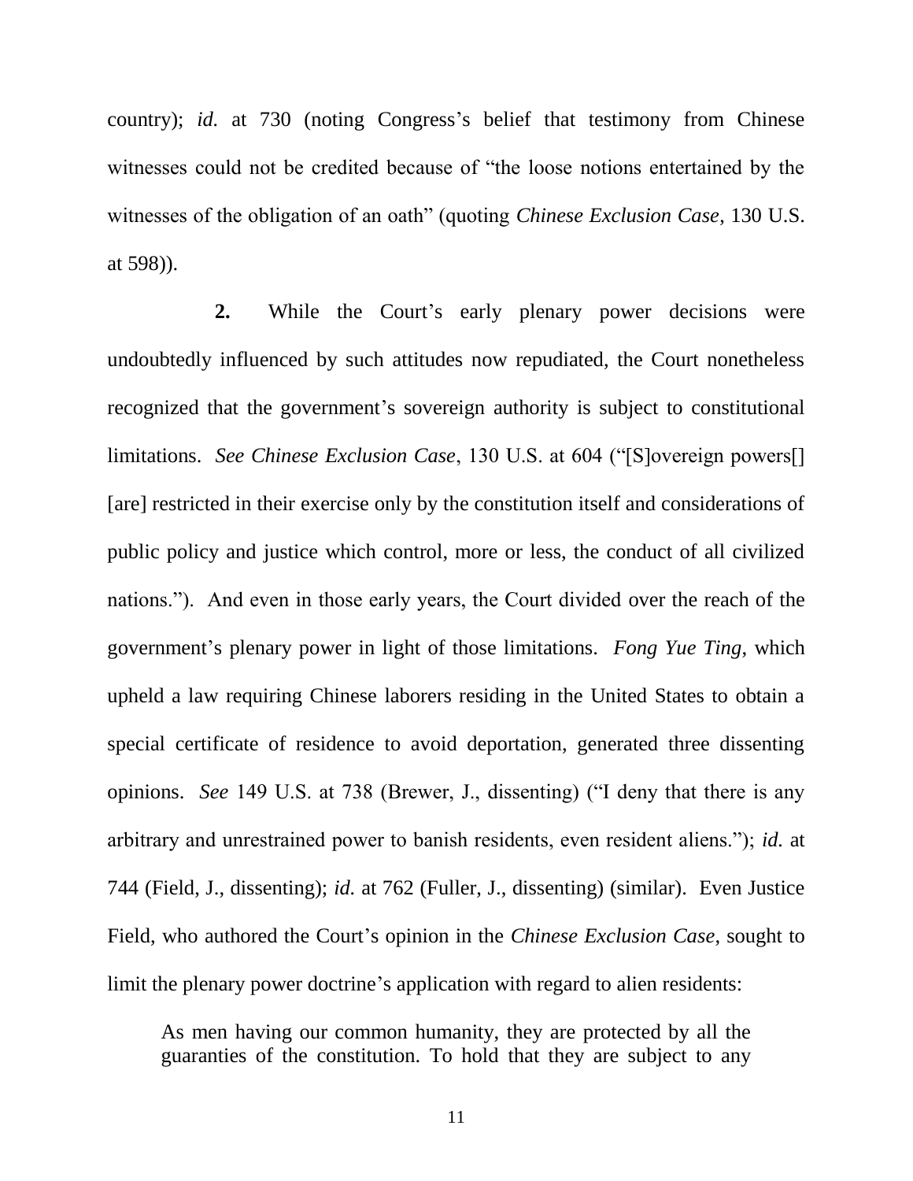country); *id.* at 730 (noting Congress's belief that testimony from Chinese witnesses could not be credited because of "the loose notions entertained by the witnesses of the obligation of an oath" (quoting *Chinese Exclusion Case*, 130 U.S. at 598)).

**2.** While the Court's early plenary power decisions were undoubtedly influenced by such attitudes now repudiated, the Court nonetheless recognized that the government's sovereign authority is subject to constitutional limitations. *See Chinese Exclusion Case*, 130 U.S. at 604 ("[S]overeign powers[] [are] restricted in their exercise only by the constitution itself and considerations of public policy and justice which control, more or less, the conduct of all civilized nations."). And even in those early years, the Court divided over the reach of the government's plenary power in light of those limitations. *Fong Yue Ting*, which upheld a law requiring Chinese laborers residing in the United States to obtain a special certificate of residence to avoid deportation, generated three dissenting opinions. *See* 149 U.S. at 738 (Brewer, J., dissenting) ("I deny that there is any arbitrary and unrestrained power to banish residents, even resident aliens."); *id.* at 744 (Field, J., dissenting); *id.* at 762 (Fuller, J., dissenting) (similar). Even Justice Field, who authored the Court's opinion in the *Chinese Exclusion Case*, sought to limit the plenary power doctrine's application with regard to alien residents:

> As men having our common humanity, they are protected by all the guaranties of the constitution. To hold that they are subject to any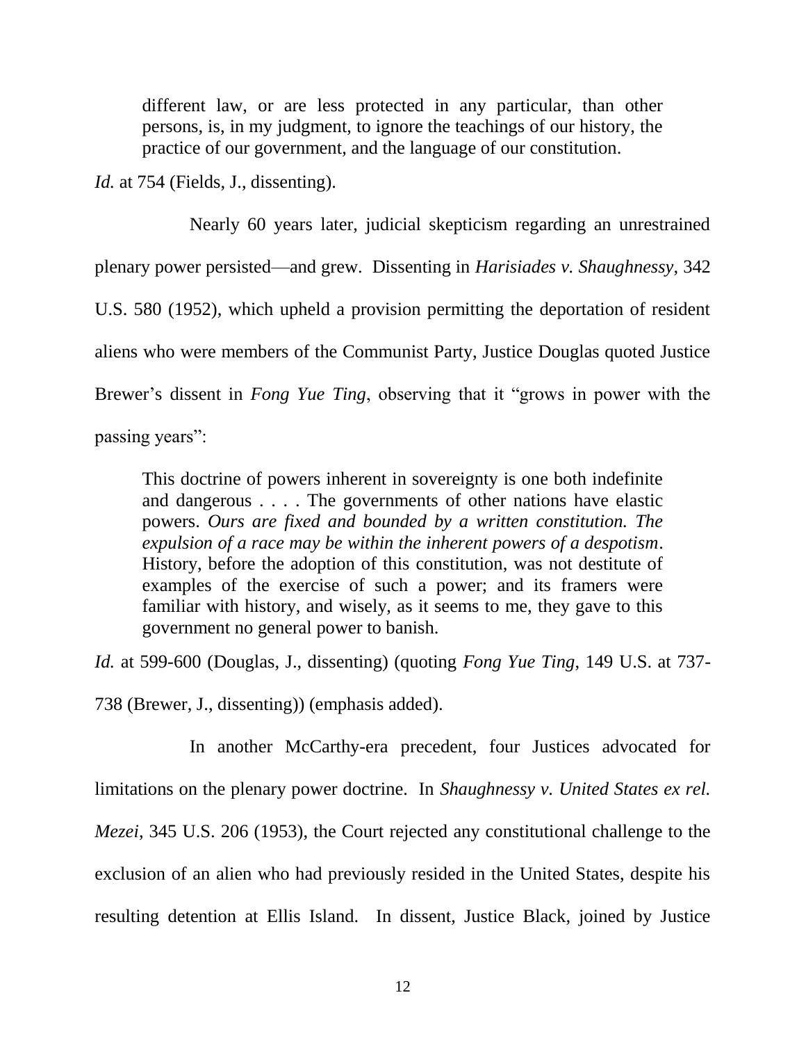> different law, or are less protected in any particular, than other persons, is, in my judgment, to ignore the teachings of our history, the practice of our government, and the language of our constitution.

*Id.* at 754 (Fields, J., dissenting).

Nearly 60 years later, judicial skepticism regarding an unrestrained plenary power persisted—and grew. Dissenting in *Harisiades v. Shaughnessy*, 342 U.S. 580 (1952), which upheld a provision permitting the deportation of resident aliens who were members of the Communist Party, Justice Douglas quoted Justice Brewer's dissent in *Fong Yue Ting*, observing that it "grows in power with the passing years":

> This doctrine of powers inherent in sovereignty is one both indefinite and dangerous . . . . The governments of other nations have elastic powers. *Ours are fixed and bounded by a written constitution. The expulsion of a race may be within the inherent powers of a despotism*. History, before the adoption of this constitution, was not destitute of examples of the exercise of such a power; and its framers were familiar with history, and wisely, as it seems to me, they gave to this government no general power to banish.

*Id.* at 599-600 (Douglas, J., dissenting) (quoting *Fong Yue Ting*, 149 U.S. at 737-738 (Brewer, J., dissenting)) (emphasis added).

In another McCarthy-era precedent, four Justices advocated for limitations on the plenary power doctrine. In *Shaughnessy v. United States ex rel. Mezei*, 345 U.S. 206 (1953), the Court rejected any constitutional challenge to the exclusion of an alien who had previously resided in the United States, despite his resulting detention at Ellis Island. In dissent, Justice Black, joined by Justice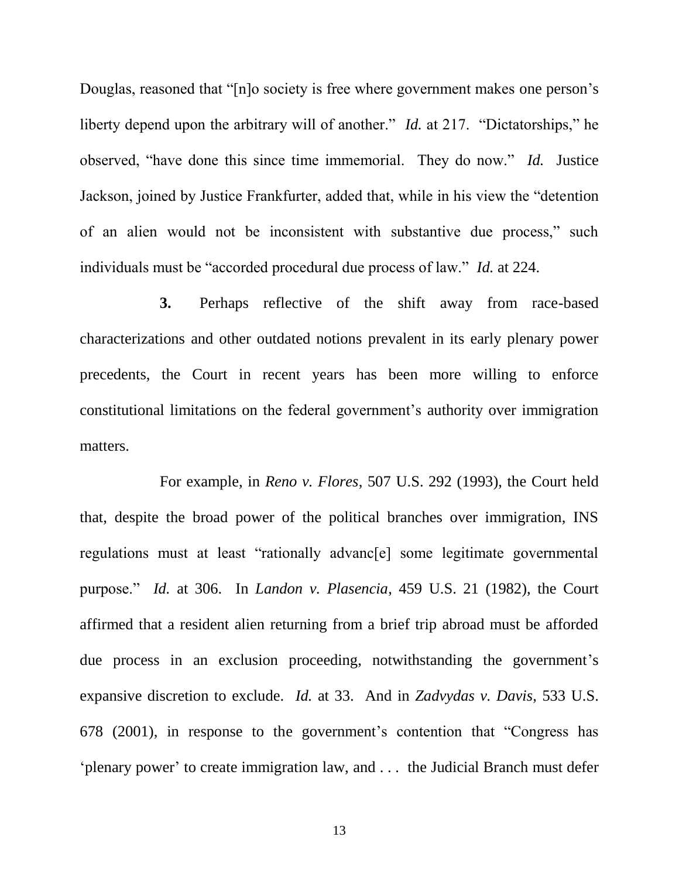Douglas, reasoned that "[n]o society is free where government makes one person's liberty depend upon the arbitrary will of another." *Id.* at 217. "Dictatorships," he observed, "have done this since time immemorial. They do now." *Id.* Justice Jackson, joined by Justice Frankfurter, added that, while in his view the "detention of an alien would not be inconsistent with substantive due process," such individuals must be "accorded procedural due process of law." *Id.* at 224.

**3.** Perhaps reflective of the shift away from race-based characterizations and other outdated notions prevalent in its early plenary power precedents, the Court in recent years has been more willing to enforce constitutional limitations on the federal government's authority over immigration matters.

For example, in *Reno v. Flores*, 507 U.S. 292 (1993), the Court held that, despite the broad power of the political branches over immigration, INS regulations must at least "rationally advanc[e] some legitimate governmental purpose." *Id.* at 306. In *Landon v. Plasencia*, 459 U.S. 21 (1982), the Court affirmed that a resident alien returning from a brief trip abroad must be afforded due process in an exclusion proceeding, notwithstanding the government's expansive discretion to exclude. *Id.* at 33. And in *Zadvydas v. Davis*, 533 U.S. 678 (2001), in response to the government's contention that "Congress has 'plenary power' to create immigration law, and . . . the Judicial Branch must defer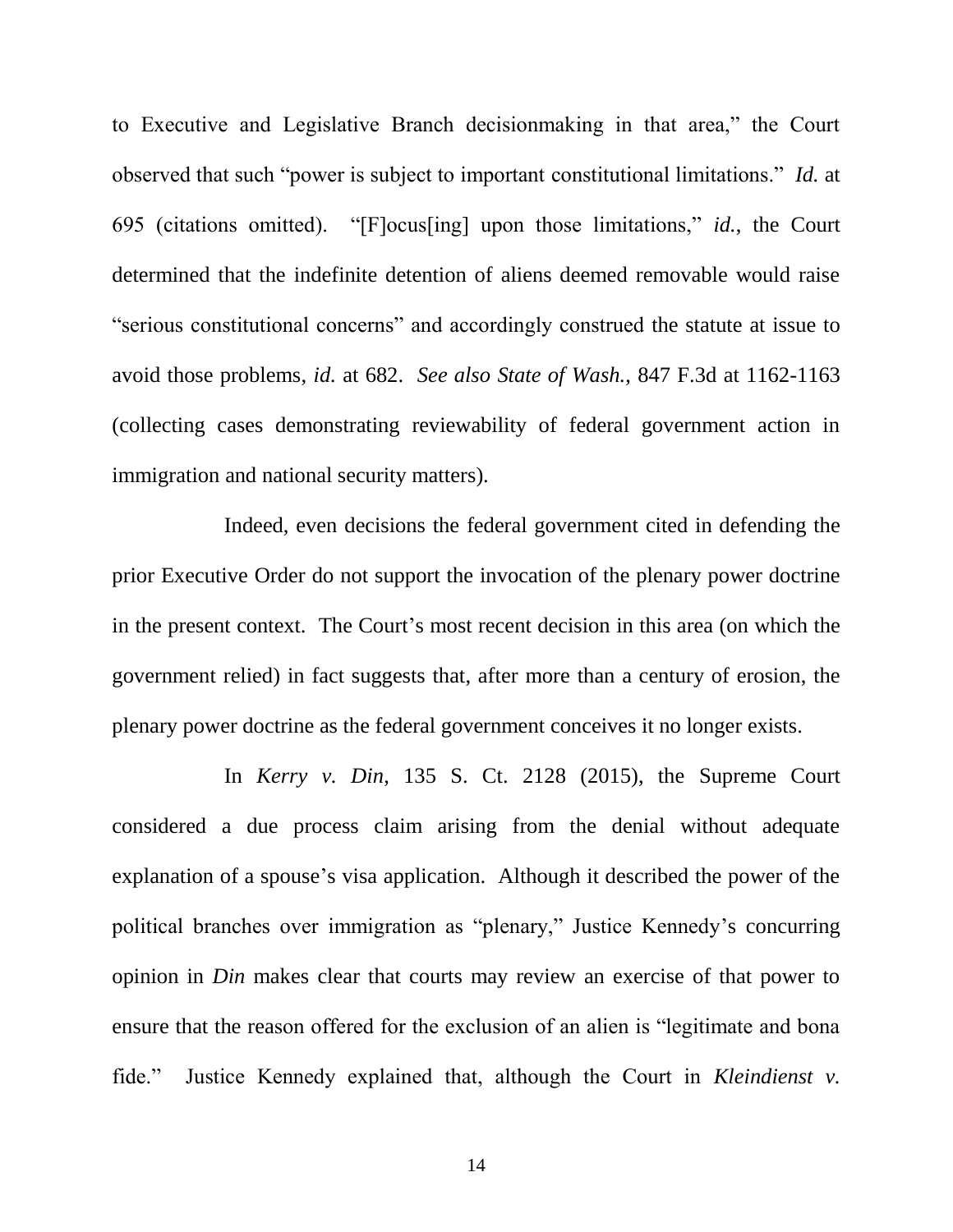to Executive and Legislative Branch decisionmaking in that area," the Court observed that such "power is subject to important constitutional limitations." *Id.* at 695 (citations omitted). "[F]ocus[ing] upon those limitations," *id.*, the Court determined that the indefinite detention of aliens deemed removable would raise "serious constitutional concerns" and accordingly construed the statute at issue to avoid those problems, *id.* at 682. *See also State of Wash.,* 847 F.3d at 1162-1163 (collecting cases demonstrating reviewability of federal government action in immigration and national security matters).

Indeed, even decisions the federal government cited in defending the prior Executive Order do not support the invocation of the plenary power doctrine in the present context. The Court's most recent decision in this area (on which the government relied) in fact suggests that, after more than a century of erosion, the plenary power doctrine as the federal government conceives it no longer exists.

In *Kerry v. Din,* 135 S. Ct. 2128 (2015), the Supreme Court considered a due process claim arising from the denial without adequate explanation of a spouse's visa application. Although it described the power of the political branches over immigration as "plenary," Justice Kennedy's concurring opinion in *Din* makes clear that courts may review an exercise of that power to ensure that the reason offered for the exclusion of an alien is "legitimate and bona fide." Justice Kennedy explained that, although the Court in *Kleindienst v.*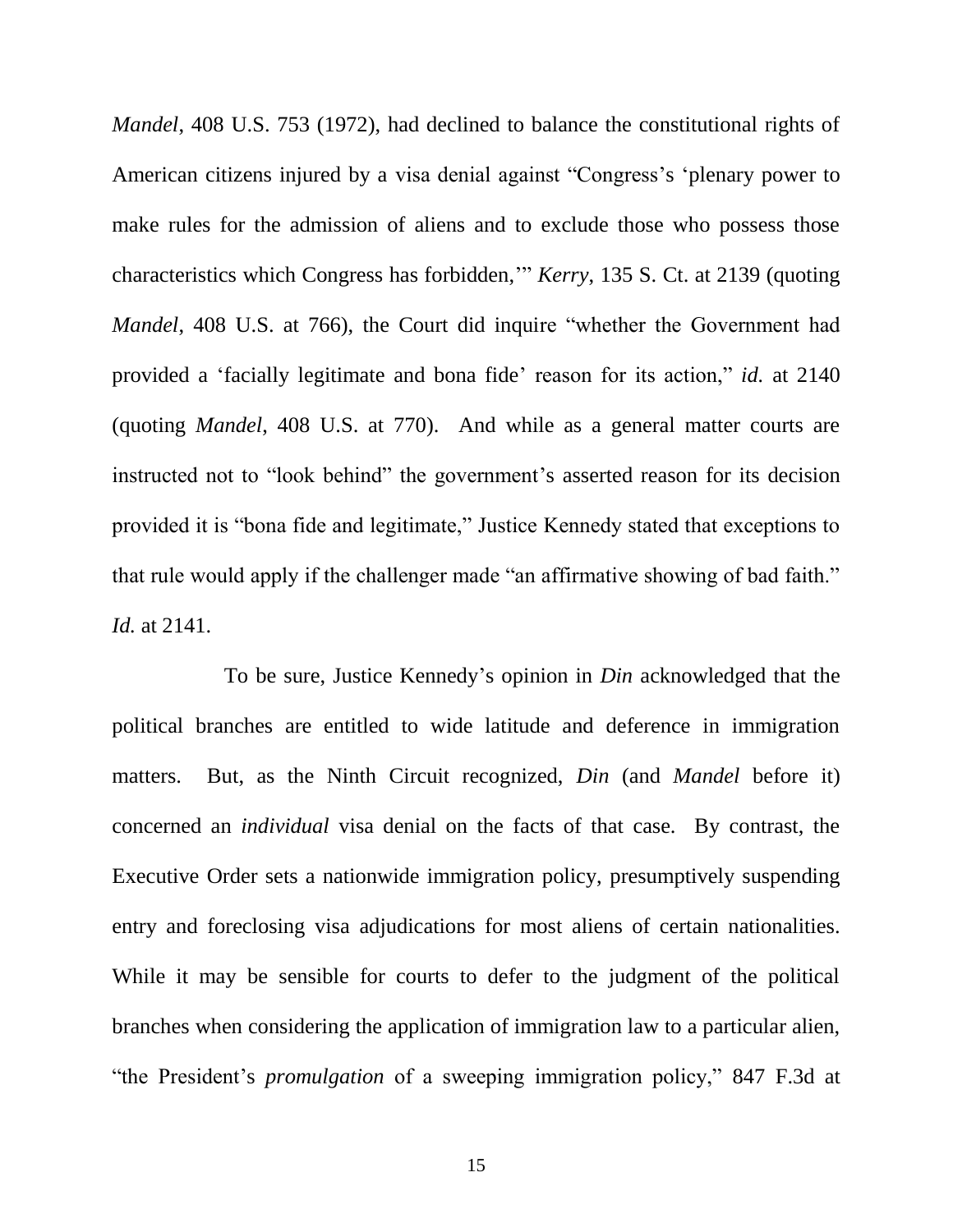*Mandel*, 408 U.S. 753 (1972), had declined to balance the constitutional rights of American citizens injured by a visa denial against "Congress's 'plenary power to make rules for the admission of aliens and to exclude those who possess those characteristics which Congress has forbidden,'" *Kerry*, 135 S. Ct. at 2139 (quoting *Mandel*, 408 U.S. at 766), the Court did inquire "whether the Government had provided a 'facially legitimate and bona fide' reason for its action," *id.* at 2140 (quoting *Mandel*, 408 U.S. at 770). And while as a general matter courts are instructed not to "look behind" the government's asserted reason for its decision provided it is "bona fide and legitimate," Justice Kennedy stated that exceptions to that rule would apply if the challenger made "an affirmative showing of bad faith." *Id.* at 2141.

To be sure, Justice Kennedy's opinion in *Din* acknowledged that the political branches are entitled to wide latitude and deference in immigration matters. But, as the Ninth Circuit recognized, *Din* (and *Mandel* before it) concerned an *individual* visa denial on the facts of that case. By contrast, the Executive Order sets a nationwide immigration policy, presumptively suspending entry and foreclosing visa adjudications for most aliens of certain nationalities. While it may be sensible for courts to defer to the judgment of the political branches when considering the application of immigration law to a particular alien, "the President's *promulgation* of a sweeping immigration policy," 847 F.3d at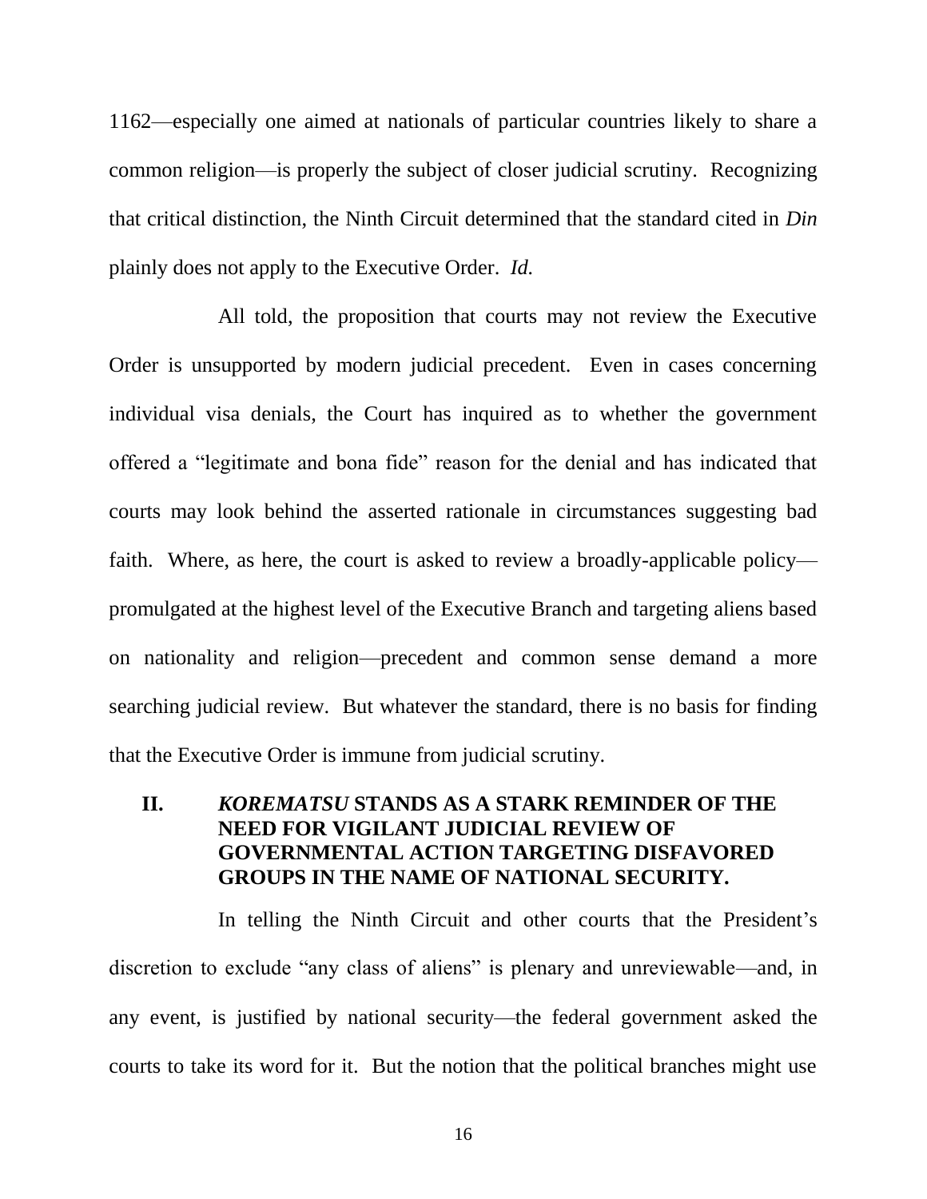1162—especially one aimed at nationals of particular countries likely to share a common religion—is properly the subject of closer judicial scrutiny. Recognizing that critical distinction, the Ninth Circuit determined that the standard cited in *Din* plainly does not apply to the Executive Order. *Id.*

All told, the proposition that courts may not review the Executive Order is unsupported by modern judicial precedent. Even in cases concerning individual visa denials, the Court has inquired as to whether the government offered a "legitimate and bona fide" reason for the denial and has indicated that courts may look behind the asserted rationale in circumstances suggesting bad faith. Where, as here, the court is asked to review a broadly-applicable policy—promulgated at the highest level of the Executive Branch and targeting aliens based on nationality and religion—precedent and common sense demand a more searching judicial review. But whatever the standard, there is no basis for finding that the Executive Order is immune from judicial scrutiny.

## II. *KOREMATSU* STANDS AS A STARK REMINDER OF THE NEED FOR VIGILANT JUDICIAL REVIEW OF GOVERNMENTAL ACTION TARGETING DISFAVORED GROUPS IN THE NAME OF NATIONAL SECURITY.

In telling the Ninth Circuit and other courts that the President's discretion to exclude "any class of aliens" is plenary and unreviewable—and, in any event, is justified by national security—the federal government asked the courts to take its word for it. But the notion that the political branches might use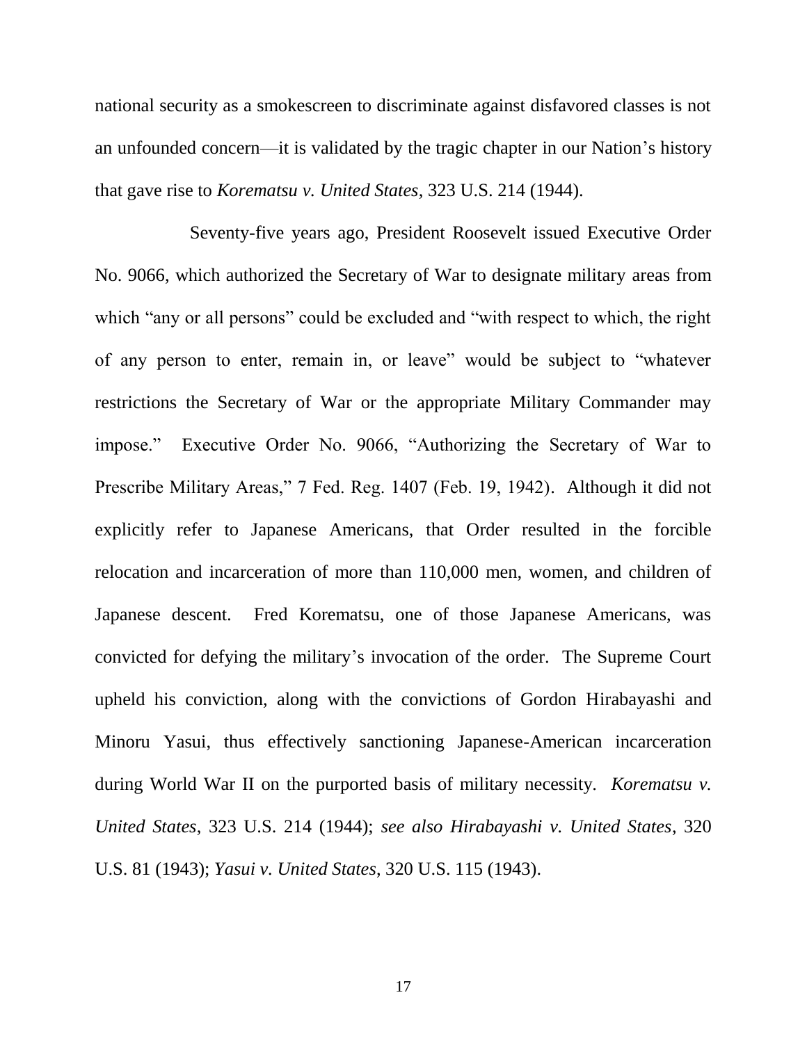national security as a smokescreen to discriminate against disfavored classes is not an unfounded concern—it is validated by the tragic chapter in our Nation's history that gave rise to *Korematsu v. United States*, 323 U.S. 214 (1944).

Seventy-five years ago, President Roosevelt issued Executive Order No. 9066, which authorized the Secretary of War to designate military areas from which "any or all persons" could be excluded and "with respect to which, the right of any person to enter, remain in, or leave" would be subject to "whatever restrictions the Secretary of War or the appropriate Military Commander may impose." Executive Order No. 9066, "Authorizing the Secretary of War to Prescribe Military Areas," 7 Fed. Reg. 1407 (Feb. 19, 1942). Although it did not explicitly refer to Japanese Americans, that Order resulted in the forcible relocation and incarceration of more than 110,000 men, women, and children of Japanese descent. Fred Korematsu, one of those Japanese Americans, was convicted for defying the military's invocation of the order. The Supreme Court upheld his conviction, along with the convictions of Gordon Hirabayashi and Minoru Yasui, thus effectively sanctioning Japanese-American incarceration during World War II on the purported basis of military necessity. *Korematsu v. United States*, 323 U.S. 214 (1944); *see also Hirabayashi v. United States*, 320 U.S. 81 (1943); *Yasui v. United States*, 320 U.S. 115 (1943).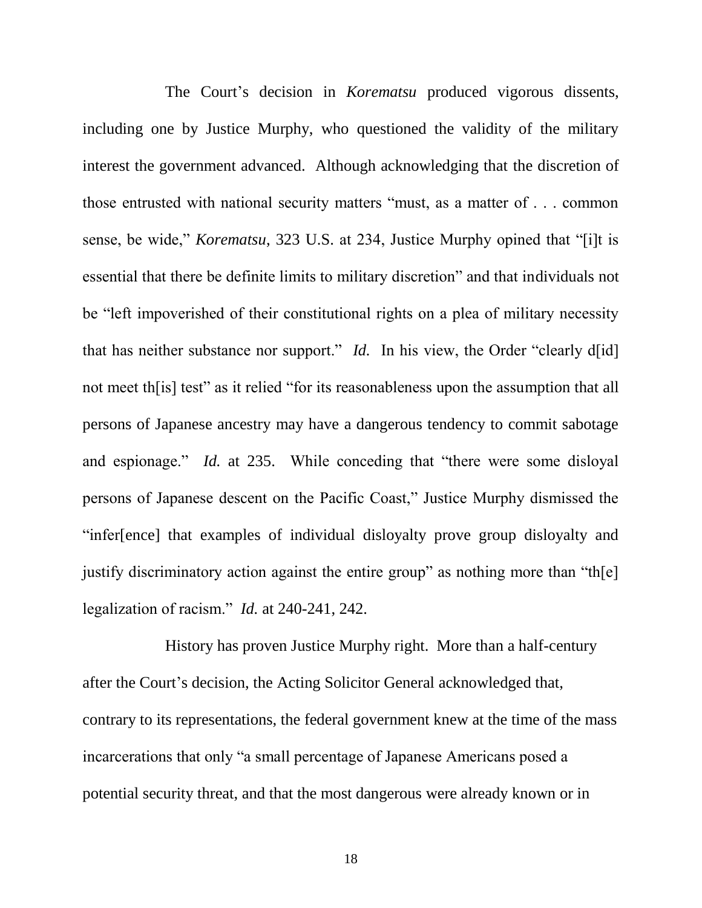The Court's decision in *Korematsu* produced vigorous dissents, including one by Justice Murphy, who questioned the validity of the military interest the government advanced. Although acknowledging that the discretion of those entrusted with national security matters "must, as a matter of . . . common sense, be wide," *Korematsu*, 323 U.S. at 234, Justice Murphy opined that "[i]t is essential that there be definite limits to military discretion" and that individuals not be "left impoverished of their constitutional rights on a plea of military necessity that has neither substance nor support." *Id.* In his view, the Order "clearly d[id] not meet th[is] test" as it relied "for its reasonableness upon the assumption that all persons of Japanese ancestry may have a dangerous tendency to commit sabotage and espionage." *Id.* at 235. While conceding that "there were some disloyal persons of Japanese descent on the Pacific Coast," Justice Murphy dismissed the "infer[ence] that examples of individual disloyalty prove group disloyalty and justify discriminatory action against the entire group" as nothing more than "th[e] legalization of racism." *Id.* at 240-241, 242.

History has proven Justice Murphy right. More than a half-century after the Court's decision, the Acting Solicitor General acknowledged that, contrary to its representations, the federal government knew at the time of the mass incarcerations that only "a small percentage of Japanese Americans posed a potential security threat, and that the most dangerous were already known or in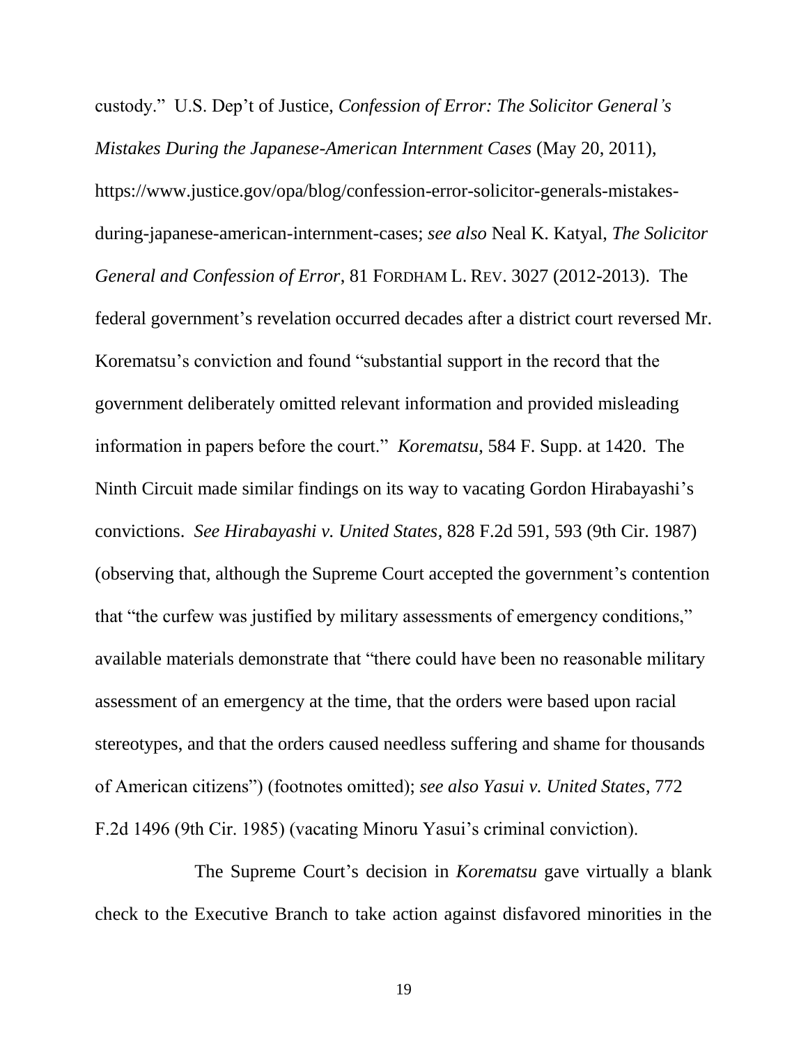custody." U.S. Dep't of Justice, *Confession of Error: The Solicitor General's Mistakes During the Japanese-American Internment Cases* (May 20, 2011), https://www.justice.gov/opa/blog/confession-error-solicitor-generals-mistakes-during-japanese-american-internment-cases; *see also* Neal K. Katyal, *The Solicitor General and Confession of Error*, 81 FORDHAM L. REV. 3027 (2012-2013). The federal government's revelation occurred decades after a district court reversed Mr. Korematsu's conviction and found "substantial support in the record that the government deliberately omitted relevant information and provided misleading information in papers before the court." *Korematsu*, 584 F. Supp. at 1420. The Ninth Circuit made similar findings on its way to vacating Gordon Hirabayashi's convictions. *See Hirabayashi v. United States*, 828 F.2d 591, 593 (9th Cir. 1987) (observing that, although the Supreme Court accepted the government's contention that "the curfew was justified by military assessments of emergency conditions," available materials demonstrate that "there could have been no reasonable military assessment of an emergency at the time, that the orders were based upon racial stereotypes, and that the orders caused needless suffering and shame for thousands of American citizens") (footnotes omitted); *see also Yasui v. United States*, 772 F.2d 1496 (9th Cir. 1985) (vacating Minoru Yasui's criminal conviction).

The Supreme Court's decision in *Korematsu* gave virtually a blank check to the Executive Branch to take action against disfavored minorities in the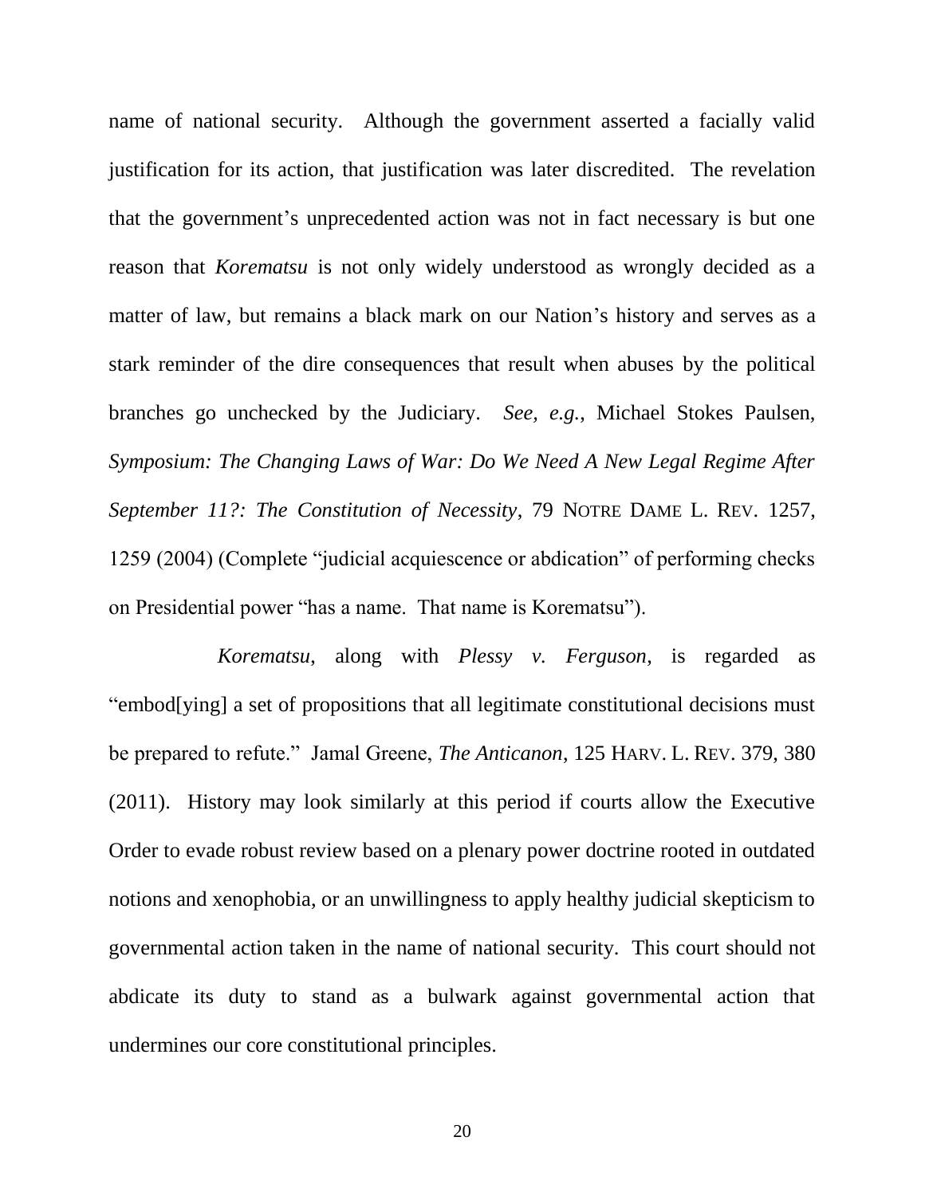name of national security. Although the government asserted a facially valid justification for its action, that justification was later discredited. The revelation that the government's unprecedented action was not in fact necessary is but one reason that *Korematsu* is not only widely understood as wrongly decided as a matter of law, but remains a black mark on our Nation's history and serves as a stark reminder of the dire consequences that result when abuses by the political branches go unchecked by the Judiciary. *See, e.g.*, Michael Stokes Paulsen, *Symposium: The Changing Laws of War: Do We Need A New Legal Regime After September 11?: The Constitution of Necessity*, 79 NOTRE DAME L. REV. 1257, 1259 (2004) (Complete "judicial acquiescence or abdication" of performing checks on Presidential power "has a name. That name is Korematsu").

*Korematsu*, along with *Plessy v. Ferguson*, is regarded as "embod[ying] a set of propositions that all legitimate constitutional decisions must be prepared to refute." Jamal Greene, *The Anticanon*, 125 HARV. L. REV. 379, 380 (2011). History may look similarly at this period if courts allow the Executive Order to evade robust review based on a plenary power doctrine rooted in outdated notions and xenophobia, or an unwillingness to apply healthy judicial skepticism to governmental action taken in the name of national security. This court should not abdicate its duty to stand as a bulwark against governmental action that undermines our core constitutional principles.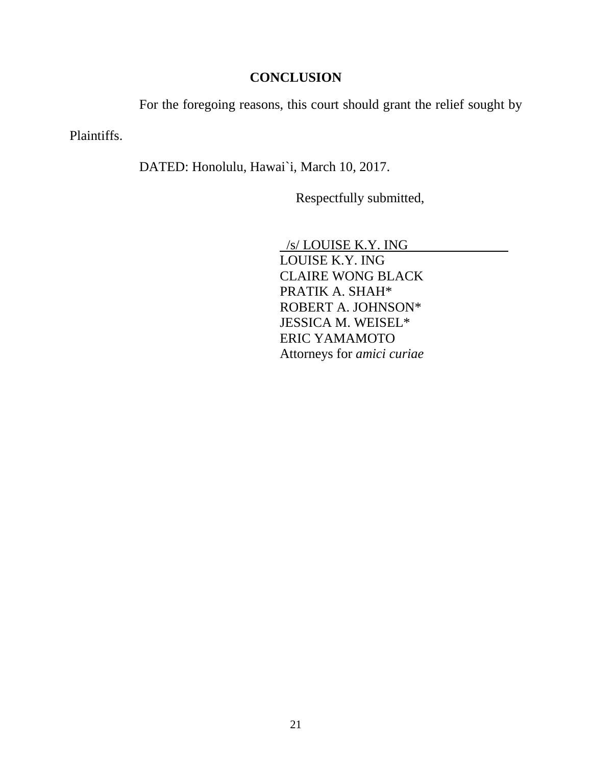## CONCLUSION

For the foregoing reasons, this court should grant the relief sought by Plaintiffs.

DATED: Honolulu, Hawai`i, March 10, 2017.

Respectfully submitted,

/s/ LOUISE K.Y. ING
LOUISE K.Y. ING
CLAIRE WONG BLACK
PRATIK A. SHAH*
ROBERT A. JOHNSON*
JESSICA M. WEISEL*
ERIC YAMAMOTO
Attorneys for *amici curiae*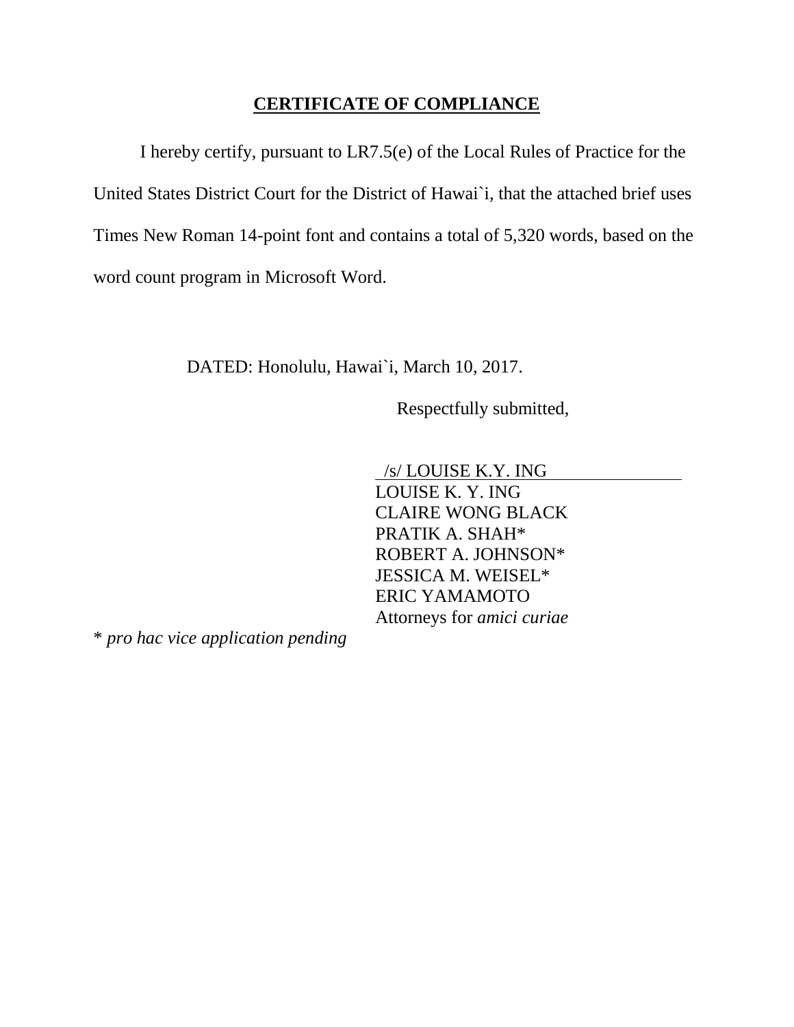## CERTIFICATE OF COMPLIANCE

I hereby certify, pursuant to LR7.5(e) of the Local Rules of Practice for the United States District Court for the District of Hawai`i, that the attached brief uses Times New Roman 14-point font and contains a total of 5,320 words, based on the word count program in Microsoft Word.

DATED: Honolulu, Hawai`i, March 10, 2017.

Respectfully submitted,

/s/ LOUISE K.Y. ING
LOUISE K. Y. ING
CLAIRE WONG BLACK
PRATIK A. SHAH*
ROBERT A. JOHNSON*
JESSICA M. WEISEL*
ERIC YAMAMOTO
Attorneys for *amici curiae*

\* *pro hac vice application pending*